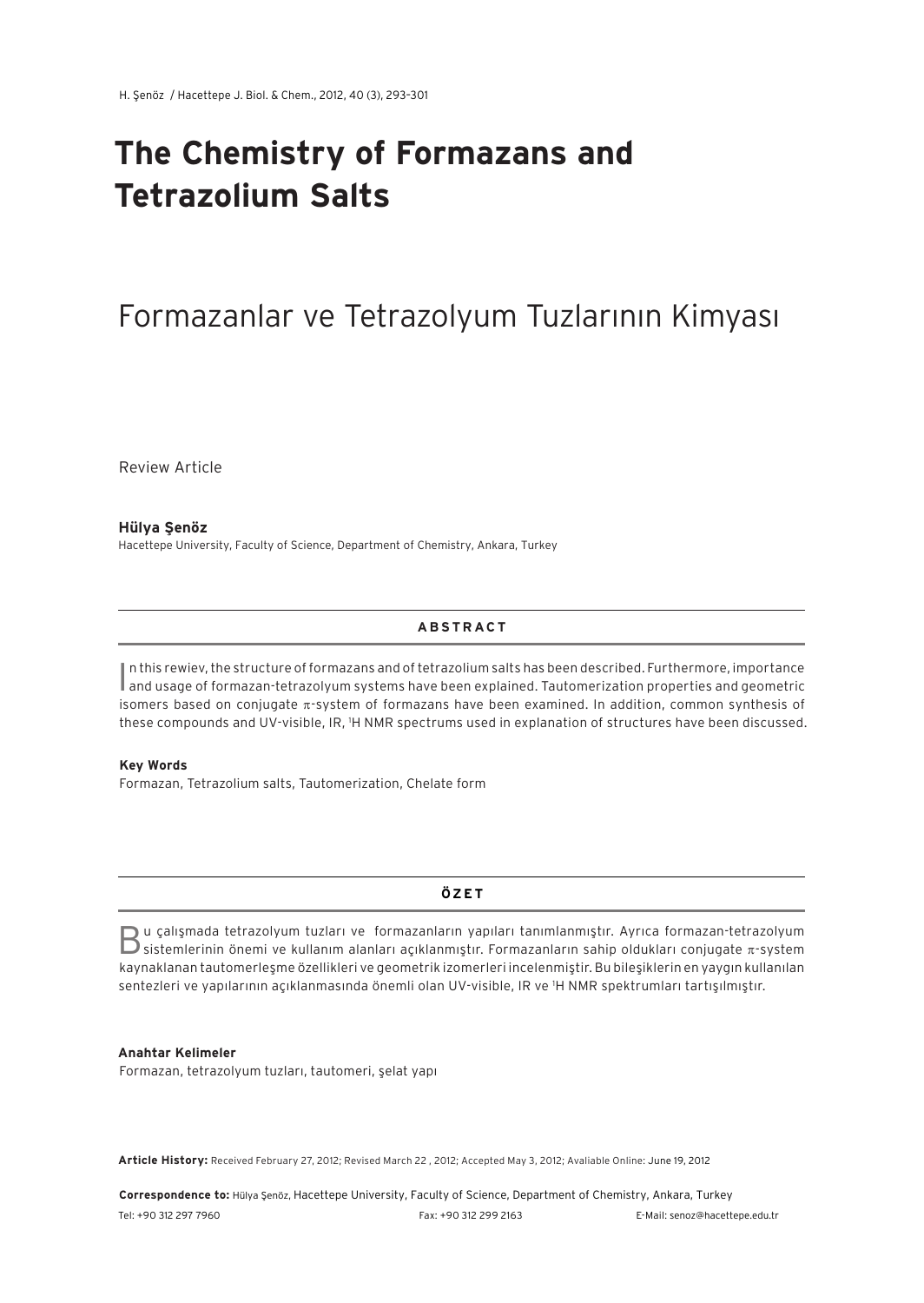# The Chemistry of Formazans and Tetrazolium Salts

# Formazanlar ve Tetrazolyum Tuzlarının Kimyası

Review Article

**Hülya Şenöz**

Hacettepe University, Faculty of Science, Department of Chemistry, Ankara, Turkey

## ABSTRACT

In this rewiev, the structure of formazans and of tetrazolium salts has been described. Furthermore, importance and usage of formazan-tetrazolyum systems have been explained. Tautomerization properties and geometric isomers based on conjugate π-system of formazans have been examined. In addition, common synthesis of these compounds and UV-visible, IR, [1]H NMR spectrums used in explanation of structures have been discussed.

**Key Words**

Formazan, Tetrazolium salts, Tautomerization, Chelate form

## ÖZET

Bu çalışmada tetrazolyum tuzları ve formazanların yapıları tanımlanmıştır. Ayrıca formazan-tetrazolyum sistemlerinin önemi ve kullanım alanları açıklanmıştır. Formazanların sahip oldukları conjugate π-system kaynaklanan tautomerleşme özellikleri ve geometrik izomerleri incelenmiştir. Bu bileşiklerin en yaygın kullanılan sentezleri ve yapılarının açıklanmasında önemli olan UV-visible, IR ve [1]H NMR spektrumları tartışılmıştır.

**Anahtar Kelimeler**

Formazan, tetrazolyum tuzları, tautomeri, şelat yapı

**Article History:** Received February 27, 2012; Revised March 22 , 2012; Accepted May 3, 2012; Avaliable Online: June 19, 2012

**Correspondence to:** Hülya Şenöz, Hacettepe University, Faculty of Science, Department of Chemistry, Ankara, Turkey

Tel: +90 312 297 7960    Fax: +90 312 299 2163    E-Mail: senoz@hacettepe.edu.tr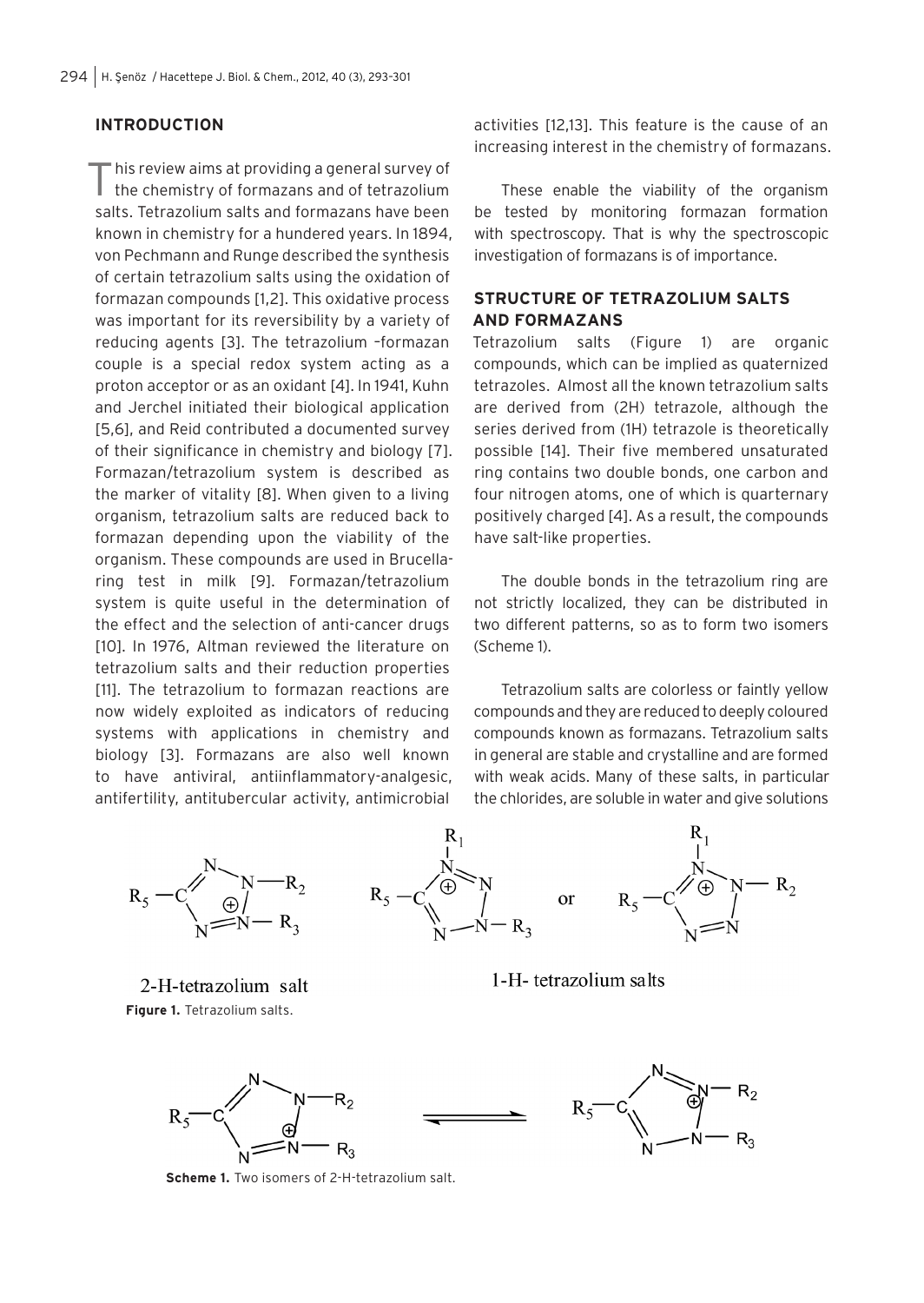## INTRODUCTION

This review aims at providing a general survey of the chemistry of formazans and of tetrazolium salts. Tetrazolium salts and formazans have been known in chemistry for a hundered years. In 1894, von Pechmann and Runge described the synthesis of certain tetrazolium salts using the oxidation of formazan compounds [1,2]. This oxidative process was important for its reversibility by a variety of reducing agents [3]. The tetrazolium –formazan couple is a special redox system acting as a proton acceptor or as an oxidant [4]. In 1941, Kuhn and Jerchel initiated their biological application [5,6], and Reid contributed a documented survey of their significance in chemistry and biology [7]. Formazan/tetrazolium system is described as the marker of vitality [8]. When given to a living organism, tetrazolium salts are reduced back to formazan depending upon the viability of the organism. These compounds are used in Brucellaring test in milk [9]. Formazan/tetrazolium system is quite useful in the determination of the effect and the selection of anti-cancer drugs [10]. In 1976, Altman reviewed the literature on tetrazolium salts and their reduction properties [11]. The tetrazolium to formazan reactions are now widely exploited as indicators of reducing systems with applications in chemistry and biology [3]. Formazans are also well known to have antiviral, antiinflammatory-analgesic, antifertility, antitubercular activity, antimicrobial activities [12,13]. This feature is the cause of an increasing interest in the chemistry of formazans.

These enable the viability of the organism be tested by monitoring formazan formation with spectroscopy. That is why the spectroscopic investigation of formazans is of importance.

## STRUCTURE OF TETRAZOLIUM SALTS AND FORMAZANS

Tetrazolium salts (Figure 1) are organic compounds, which can be implied as quaternized tetrazoles. Almost all the known tetrazolium salts are derived from (2H) tetrazole, although the series derived from (1H) tetrazole is theoretically possible [14]. Their five membered unsaturated ring contains two double bonds, one carbon and four nitrogen atoms, one of which is quarternary positively charged [4]. As a result, the compounds have salt-like properties.

The double bonds in the tetrazolium ring are not strictly localized, they can be distributed in two different patterns, so as to form two isomers (Scheme 1).

Tetrazolium salts are colorless or faintly yellow compounds and they are reduced to deeply coloured compounds known as formazans. Tetrazolium salts in general are stable and crystalline and are formed with weak acids. Many of these salts, in particular the chlorides, are soluble in water and give solutions

2-H-tetrazolium salt

1-H- tetrazolium salts

**Figure 1.** Tetrazolium salts.

**Scheme 1.** Two isomers of 2-H-tetrazolium salt.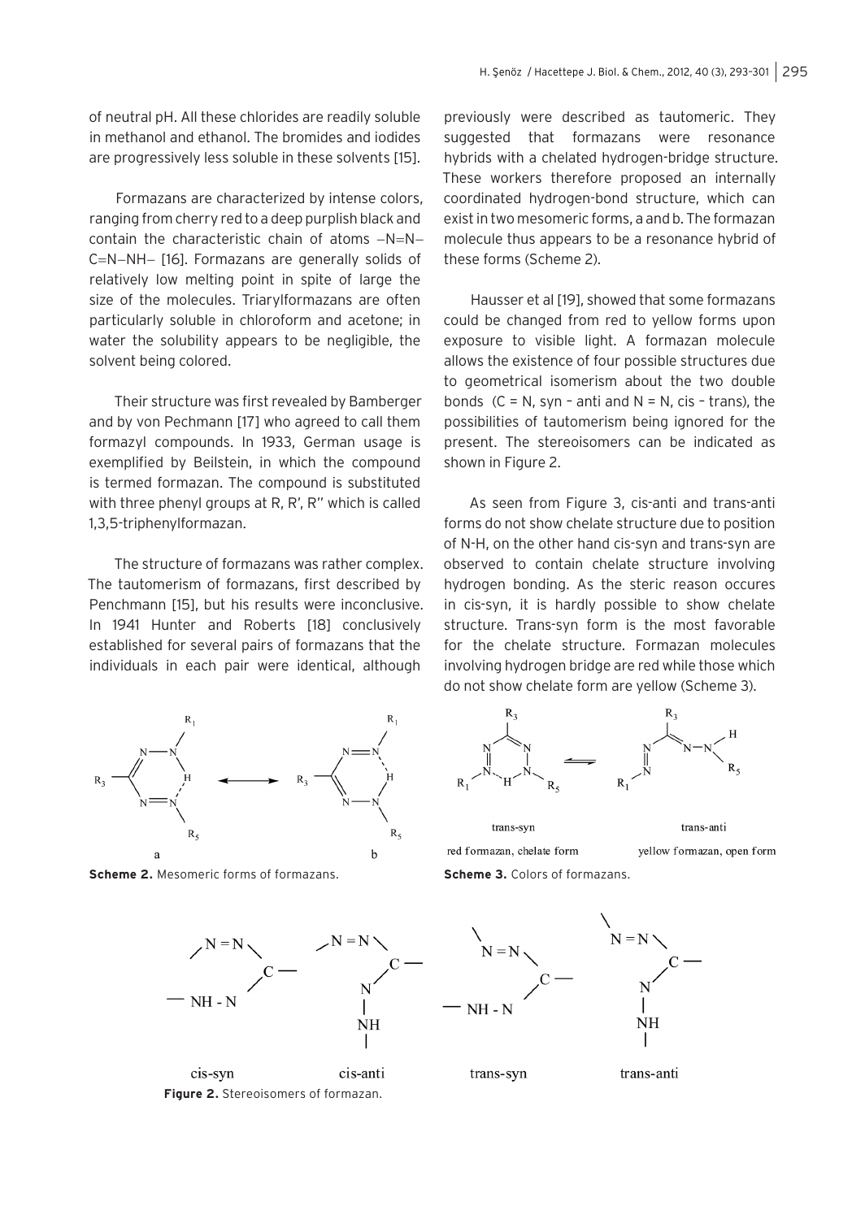of neutral pH. All these chlorides are readily soluble in methanol and ethanol. The bromides and iodides are progressively less soluble in these solvents [15].

Formazans are characterized by intense colors, ranging from cherry red to a deep purplish black and contain the characteristic chain of atoms –N=N–C=N–NH– [16]. Formazans are generally solids of relatively low melting point in spite of large the size of the molecules. Triarylformazans are often particularly soluble in chloroform and acetone; in water the solubility appears to be negligible, the solvent being colored.

Their structure was first revealed by Bamberger and by von Pechmann [17] who agreed to call them formazyl compounds. In 1933, German usage is exemplified by Beilstein, in which the compound is termed formazan. The compound is substituted with three phenyl groups at R, R′, R′′ which is called 1,3,5-triphenylformazan.

The structure of formazans was rather complex. The tautomerism of formazans, first described by Penchmann [15], but his results were inconclusive. In 1941 Hunter and Roberts [18] conclusively established for several pairs of formazans that the individuals in each pair were identical, although previously were described as tautomeric. They suggested that formazans were resonance hybrids with a chelated hydrogen-bridge structure. These workers therefore proposed an internally coordinated hydrogen-bond structure, which can exist in two mesomeric forms, a and b. The formazan molecule thus appears to be a resonance hybrid of these forms (Scheme 2).

Hausser et al [19], showed that some formazans could be changed from red to yellow forms upon exposure to visible light. A formazan molecule allows the existence of four possible structures due to geometrical isomerism about the two double bonds (C = N, syn – anti and N = N, cis – trans), the possibilities of tautomerism being ignored for the present. The stereoisomers can be indicated as shown in Figure 2.

As seen from Figure 3, cis-anti and trans-anti forms do not show chelate structure due to position of N-H, on the other hand cis-syn and trans-syn are observed to contain chelate structure involving hydrogen bonding. As the steric reason occures in cis-syn, it is hardly possible to show chelate structure. Trans-syn form is the most favorable for the chelate structure. Formazan molecules involving hydrogen bridge are red while those which do not show chelate form are yellow (Scheme 3).

**Scheme 2.** Mesomeric forms of formazans.

**Scheme 3.** Colors of formazans.

**Figure 2.** Stereoisomers of formazan.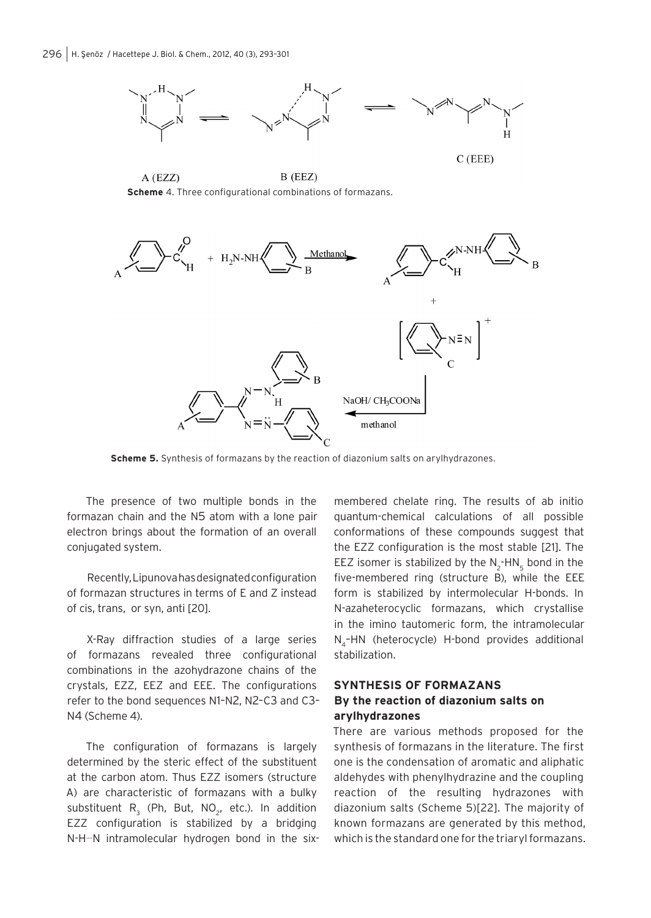A (EZZ) B (EEZ) C (EEE)

**Scheme** 4. Three configurational combinations of formazans.

**Scheme 5.** Synthesis of formazans by the reaction of diazonium salts on arylhydrazones.

The presence of two multiple bonds in the formazan chain and the N5 atom with a lone pair electron brings about the formation of an overall conjugated system.

Recently, Lipunova has designated configuration of formazan structures in terms of E and Z instead of cis, trans, or syn, anti [20].

X-Ray diffraction studies of a large series of formazans revealed three configurational combinations in the azohydrazone chains of the crystals, EZZ, EEZ and EEE. The configurations refer to the bond sequences N1–N2, N2–C3 and C3–N4 (Scheme 4).

The configuration of formazans is largely determined by the steric effect of the substituent at the carbon atom. Thus EZZ isomers (structure A) are characteristic of formazans with a bulky substituent $R_3$ (Ph, But, $NO_2$, etc.). In addition EZZ configuration is stabilized by a bridging N-H···N intramolecular hydrogen bond in the six-membered chelate ring. The results of ab initio quantum-chemical calculations of all possible conformations of these compounds suggest that the EZZ configuration is the most stable [21]. The EEZ isomer is stabilized by the $N_2$-$HN_5$ bond in the five-membered ring (structure B), while the EEE form is stabilized by intermolecular H-bonds. In N-azaheterocyclic formazans, which crystallise in the imino tautomeric form, the intramolecular $N_4$–HN (heterocycle) H-bond provides additional stabilization.

## SYNTHESIS OF FORMAZANS

### By the reaction of diazonium salts on arylhydrazones

There are various methods proposed for the synthesis of formazans in the literature. The first one is the condensation of aromatic and aliphatic aldehydes with phenylhydrazine and the coupling reaction of the resulting hydrazones with diazonium salts (Scheme 5)[22]. The majority of known formazans are generated by this method, which is the standard one for the triaryl formazans.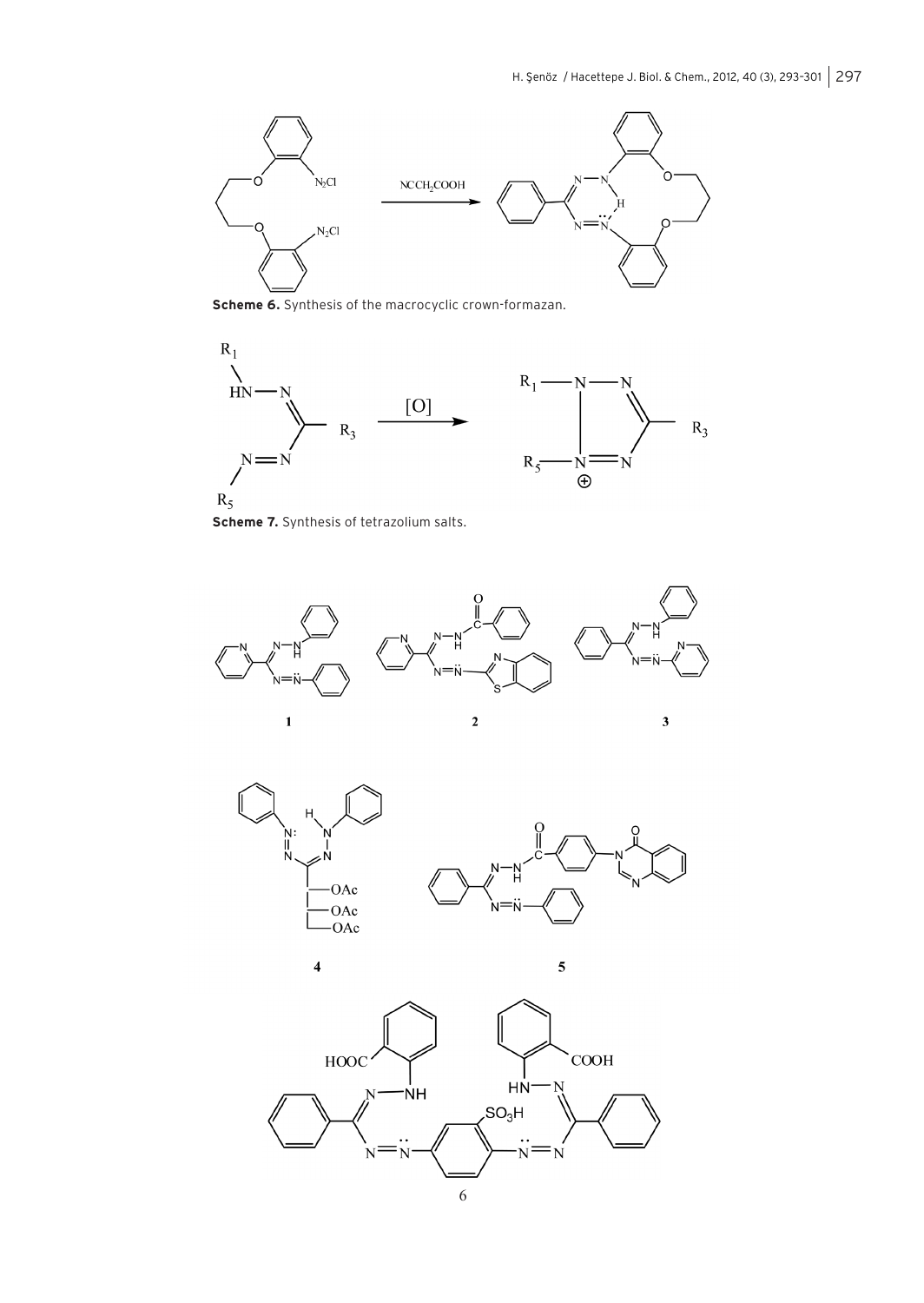**Scheme 6.** Synthesis of the macrocyclic crown-formazan.

**Scheme 7.** Synthesis of tetrazolium salts.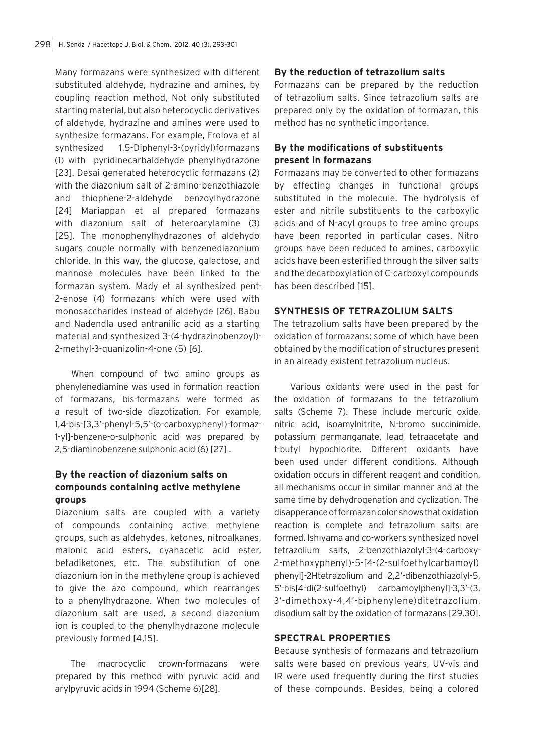Many formazans were synthesized with different substituted aldehyde, hydrazine and amines, by coupling reaction method, Not only substituted starting material, but also heterocyclic derivatives of aldehyde, hydrazine and amines were used to synthesize formazans. For example, Frolova et al synthesized 1,5-Diphenyl-3-(pyridyl)formazans (1) with pyridinecarbaldehyde phenylhydrazone [23]. Desai generated heterocyclic formazans (2) with the diazonium salt of 2-amino-benzothiazole and thiophene-2-aldehyde benzoylhydrazone [24] Mariappan et al prepared formazans with diazonium salt of heteroarylamine (3) [25]. The monophenylhydrazones of aldehydo sugars couple normally with benzenediazonium chloride. In this way, the glucose, galactose, and mannose molecules have been linked to the formazan system. Mady et al synthesized pent-2-enose (4) formazans which were used with monosaccharides instead of aldehyde [26]. Babu and Nadendla used antranilic acid as a starting material and synthesized 3-(4-hydrazinobenzoyl)-2-methyl-3-quanizolin-4-one (5) [6].

When compound of two amino groups as phenylenediamine was used in formation reaction of formazans, bis-formazans were formed as a result of two-side diazotization. For example, 1,4-bis-[3,3′-phenyl-5,5′-(o-carboxyphenyl)-formaz-1-yl]-benzene-o-sulphonic acid was prepared by 2,5-diaminobenzene sulphonic acid (6) [27] .

### By the reaction of diazonium salts on compounds containing active methylene groups

Diazonium salts are coupled with a variety of compounds containing active methylene groups, such as aldehydes, ketones, nitroalkanes, malonic acid esters, cyanacetic acid ester, betadiketones, etc. The substitution of one diazonium ion in the methylene group is achieved to give the azo compound, which rearranges to a phenylhydrazone. When two molecules of diazonium salt are used, a second diazonium ion is coupled to the phenylhydrazone molecule previously formed [4,15].

The macrocyclic crown-formazans were prepared by this method with pyruvic acid and arylpyruvic acids in 1994 (Scheme 6)[28].

### By the reduction of tetrazolium salts

Formazans can be prepared by the reduction of tetrazolium salts. Since tetrazolium salts are prepared only by the oxidation of formazan, this method has no synthetic importance.

### By the modifications of substituents present in formazans

Formazans may be converted to other formazans by effecting changes in functional groups substituted in the molecule. The hydrolysis of ester and nitrile substituents to the carboxylic acids and of N-acyl groups to free amino groups have been reported in particular cases. Nitro groups have been reduced to amines, carboxylic acids have been esterified through the silver salts and the decarboxylation of C-carboxyl compounds has been described [15].

## SYNTHESIS OF TETRAZOLIUM SALTS

The tetrazolium salts have been prepared by the oxidation of formazans; some of which have been obtained by the modification of structures present in an already existent tetrazolium nucleus.

Various oxidants were used in the past for the oxidation of formazans to the tetrazolium salts (Scheme 7). These include mercuric oxide, nitric acid, isoamylnitrite, N-bromo succinimide, potassium permanganate, lead tetraacetate and t-butyl hypochlorite. Different oxidants have been used under different conditions. Although oxidation occurs in different reagent and condition, all mechanisms occur in similar manner and at the same time by dehydrogenation and cyclization. The disapperance of formazan color shows that oxidation reaction is complete and tetrazolium salts are formed. Ishıyama and co-workers synthesized novel tetrazolium salts, 2-benzothiazolyl-3-(4-carboxy-2-methoxyphenyl)-5-[4-(2-sulfoethylcarbamoyl) phenyl]-2Htetrazolium and 2,2′-dibenzothiazolyl-5, 5′-bis[4-di(2-sulfoethyl) carbamoylphenyl]-3,3′-(3, 3′-dimethoxy-4,4′-biphenylene)ditetrazolium, disodium salt by the oxidation of formazans [29,30].

## SPECTRAL PROPERTIES

Because synthesis of formazans and tetrazolium salts were based on previous years, UV-vis and IR were used frequently during the first studies of these compounds. Besides, being a colored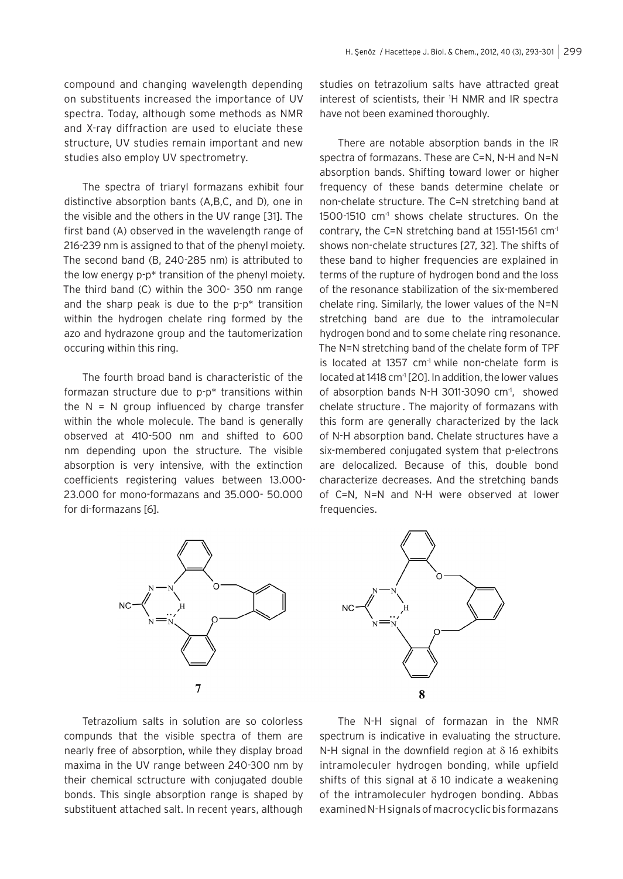compound and changing wavelength depending on substituents increased the importance of UV spectra. Today, although some methods as NMR and X-ray diffraction are used to eluciate these structure, UV studies remain important and new studies also employ UV spectrometry.

The spectra of triaryl formazans exhibit four distinctive absorption bants (A,B,C, and D), one in the visible and the others in the UV range [31]. The first band (A) observed in the wavelength range of 216-239 nm is assigned to that of the phenyl moiety. The second band (B, 240-285 nm) is attributed to the low energy p-p* transition of the phenyl moiety. The third band (C) within the 300- 350 nm range and the sharp peak is due to the p-p* transition within the hydrogen chelate ring formed by the azo and hydrazone group and the tautomerization occuring within this ring.

The fourth broad band is characteristic of the formazan structure due to p-p* transitions within the N = N group influenced by charge transfer within the whole molecule. The band is generally observed at 410-500 nm and shifted to 600 nm depending upon the structure. The visible absorption is very intensive, with the extinction coefficients registering values between 13.000-23.000 for mono-formazans and 35.000- 50.000 for di-formazans [6].

Tetrazolium salts in solution are so colorless compunds that the visible spectra of them are nearly free of absorption, while they display broad maxima in the UV range between 240-300 nm by their chemical sctructure with conjugated double bonds. This single absorption range is shaped by substituent attached salt. In recent years, although studies on tetrazolium salts have attracted great interest of scientists, their $^{1}$H NMR and IR spectra have not been examined thoroughly.

There are notable absorption bands in the IR spectra of formazans. These are C=N, N-H and N=N absorption bands. Shifting toward lower or higher frequency of these bands determine chelate or non-chelate structure. The C=N stretching band at 1500-1510 cm$^{-1}$ shows chelate structures. On the contrary, the C=N stretching band at 1551-1561 cm$^{-1}$ shows non-chelate structures [27, 32]. The shifts of these band to higher frequencies are explained in terms of the rupture of hydrogen bond and the loss of the resonance stabilization of the six-membered chelate ring. Similarly, the lower values of the N=N stretching band are due to the intramolecular hydrogen bond and to some chelate ring resonance. The N=N stretching band of the chelate form of TPF is located at 1357 cm$^{-1}$ while non-chelate form is located at 1418 cm$^{-1}$ [20]. In addition, the lower values of absorption bands N-H 3011-3090 cm$^{-1}$, showed chelate structure . The majority of formazans with this form are generally characterized by the lack of N-H absorption band. Chelate structures have a six-membered conjugated system that p-electrons are delocalized. Because of this, double bond characterize decreases. And the stretching bands of C=N, N=N and N-H were observed at lower frequencies.

**7** **8**

The N-H signal of formazan in the NMR spectrum is indicative in evaluating the structure. N-H signal in the downfield region at $\delta$ 16 exhibits intramoleculer hydrogen bonding, while upfield shifts of this signal at $\delta$ 10 indicate a weakening of the intramoleculer hydrogen bonding. Abbas examined N-H signals of macrocyclic bis formazans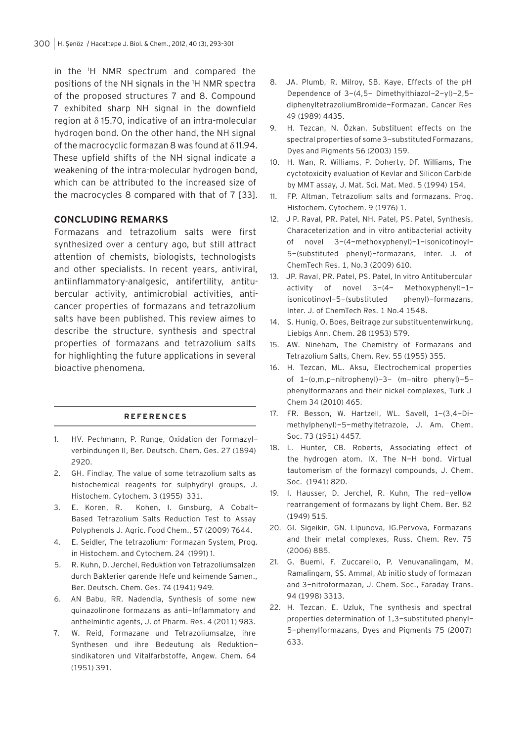in the $^1$H NMR spectrum and compared the positions of the NH signals in the $^1$H NMR spectra of the proposed structures 7 and 8. Compound 7 exhibited sharp NH signal in the downfield region at $\delta$ 15.70, indicative of an intra-molecular hydrogen bond. On the other hand, the NH signal of the macrocyclic formazan 8 was found at $\delta$ 11.94. These upfield shifts of the NH signal indicate a weakening of the intra-molecular hydrogen bond, which can be attributed to the increased size of the macrocycles 8 compared with that of 7 [33].

## CONCLUDING REMARKS

Formazans and tetrazolium salts were first synthesized over a century ago, but still attract attention of chemists, biologists, technologists and other specialists. In recent years, antiviral, antiinflammatory-analgesic, antifertility, antitubercular activity, antimicrobial activities, anticancer properties of formazans and tetrazolium salts have been published. This review aimes to describe the structure, synthesis and spectral properties of formazans and tetrazolium salts for highlighting the future applications in several bioactive phenomena.

## REFERENCES

1. HV. Pechmann, P. Runge, Oxidation der Formazyl−verbindungen II, Ber. Deutsch. Chem. Ges. 27 (1894) 2920.
2. GH. Findlay, The value of some tetrazolium salts as histochemical reagents for sulphydryl groups, J. Histochem. Cytochem. 3 (1955) 331.
3. E. Koren, R. Kohen, I. Gınsburg, A Cobalt−Based Tetrazolium Salts Reduction Test to Assay Polyphenols J. Agric. Food Chem., 57 (2009) 7644.
4. E. Seidler, The tetrazolium- Formazan System, Prog. in Histochem. and Cytochem. 24 (1991) 1.
5. R. Kuhn, D. Jerchel, Reduktion von Tetrazoliumsalzen durch Bakterier garende Hefe und keimende Samen., Ber. Deutsch. Chem. Ges. 74 (1941) 949.
6. AN Babu, RR. Nadendla, Synthesis of some new quinazolinone formazans as anti−Inflammatory and anthelmintic agents, J. of Pharm. Res. 4 (2011) 983.
7. W. Reid, Formazane und Tetrazoliumsalze, ihre Synthesen und ihre Bedeutung als Reduktion−sindikatoren und Vitalfarbstoffe, Angew. Chem. 64 (1951) 391.
8. JA. Plumb, R. Milroy, SB. Kaye, Effects of the pH Dependence of 3−(4,5− Dimethylthiazol−2−yl)−2,5−diphenyltetrazoliumBromide−Formazan, Cancer Res 49 (1989) 4435.
9. H. Tezcan, N. Özkan, Substituent effects on the spectral properties of some 3−substituted Formazans, Dyes and Pigments 56 (2003) 159.
10. H. Wan, R. Williams, P. Doherty, DF. Williams, The cyctotoxicity evaluation of Kevlar and Silicon Carbide by MMT assay, J. Mat. Sci. Mat. Med. 5 (1994) 154.
11. FP. Altman, Tetrazolium salts and formazans. Prog. Histochem. Cytochem. 9 (1976) 1.
12. J P. Raval, PR. Patel, NH. Patel, PS. Patel, Synthesis, Characterization and in vitro antibacterial activity of novel 3−(4−methoxyphenyl)−1−isonicotinoyl−5−(substituted phenyl)−formazans, Inter. J. of ChemTech Res. 1, No.3 (2009) 610.
13. JP. Raval, PR. Patel, PS. Patel, In vitro Antitubercular activity of novel 3−(4− Methoxyphenyl)−1−isonicotinoyl−5−(substituted phenyl)−formazans, Inter. J. of ChemTech Res. 1 No.4 1548.
14. S. Hunig, O. Boes, Beitrage zur substituentenwirkung, Liebigs Ann. Chem. 28 (1953) 579.
15. AW. Nineham, The Chemistry of Formazans and Tetrazolium Salts, Chem. Rev. 55 (1955) 355.
16. H. Tezcan, ML. Aksu, Electrochemical properties of 1−(o,m,p−nitrophenyl)−3− (m−nitro phenyl)−5−phenylformazans and their nickel complexes, Turk J Chem 34 (2010) 465.
17. FR. Besson, W. Hartzell, WL. Savell, 1−(3,4−Di−methylphenyl)−5−methyltetrazole, J. Am. Chem. Soc. 73 (1951) 4457.
18. L. Hunter, CB. Roberts, Associating effect of the hydrogen atom. IX. The N−H bond. Virtual tautomerism of the formazyl compounds, J. Chem. Soc. (1941) 820.
19. I. Hausser, D. Jerchel, R. Kuhn, The red−yellow rearrangement of formazans by light Chem. Ber. 82 (1949) 515.
20. GI. Sigeikin, GN. Lipunova, IG.Pervova, Formazans and their metal complexes, Russ. Chem. Rev. 75 (2006) 885.
21. G. Buemi, F. Zuccarello, P. Venuvanalingam, M. Ramalingam, SS. Ammal, Ab initio study of formazan and 3−nitroformazan, J. Chem. Soc., Faraday Trans. 94 (1998) 3313.
22. H. Tezcan, E. Uzluk, The synthesis and spectral properties determination of 1,3−substituted phenyl−5−phenylformazans, Dyes and Pigments 75 (2007) 633.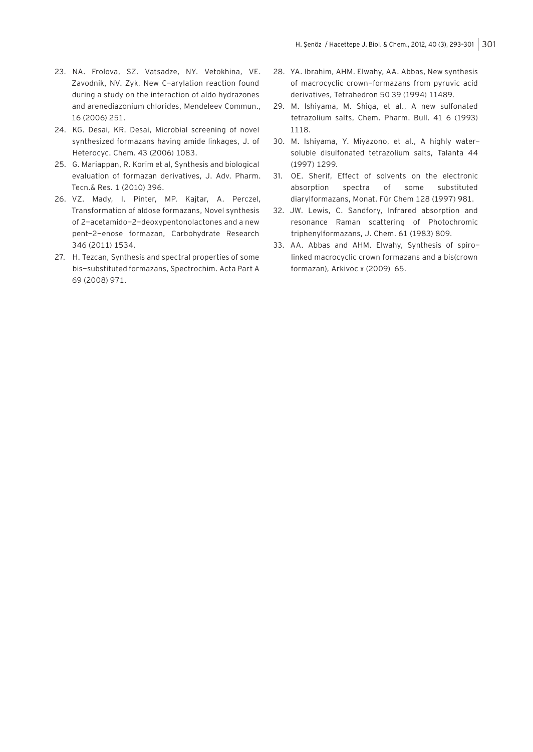23. NA. Frolova, SZ. Vatsadze, NY. Vetokhina, VE. Zavodnik, NV. Zyk, New C−arylation reaction found during a study on the interaction of aldo hydrazones and arenediazonium chlorides, Mendeleev Commun., 16 (2006) 251.
24. KG. Desai, KR. Desai, Microbial screening of novel synthesized formazans having amide linkages, J. of Heterocyc. Chem. 43 (2006) 1083.
25. G. Mariappan, R. Korim et al, Synthesis and biological evaluation of formazan derivatives, J. Adv. Pharm. Tecn.& Res. 1 (2010) 396.
26. VZ. Mady, I. Pinter, MP. Kajtar, A. Perczel, Transformation of aldose formazans, Novel synthesis of 2−acetamido−2−deoxypentonolactones and a new pent−2−enose formazan, Carbohydrate Research 346 (2011) 1534.
27. H. Tezcan, Synthesis and spectral properties of some bis−substituted formazans, Spectrochim. Acta Part A 69 (2008) 971.
28. YA. Ibrahim, AHM. Elwahy, AA. Abbas, New synthesis of macrocyclic crown−formazans from pyruvic acid derivatives, Tetrahedron 50 39 (1994) 11489.
29. M. Ishiyama, M. Shiga, et al., A new sulfonated tetrazolium salts, Chem. Pharm. Bull. 41 6 (1993) 1118.
30. M. Ishiyama, Y. Miyazono, et al., A highly water−soluble disulfonated tetrazolium salts, Talanta 44 (1997) 1299.
31. OE. Sherif, Effect of solvents on the electronic absorption spectra of some substituted diarylformazans, Monat. Für Chem 128 (1997) 981.
32. JW. Lewis, C. Sandfory, Infrared absorption and resonance Raman scattering of Photochromic triphenylformazans, J. Chem. 61 (1983) 809.
33. AA. Abbas and AHM. Elwahy, Synthesis of spiro−linked macrocyclic crown formazans and a bis(crown formazan), Arkivoc x (2009) 65.